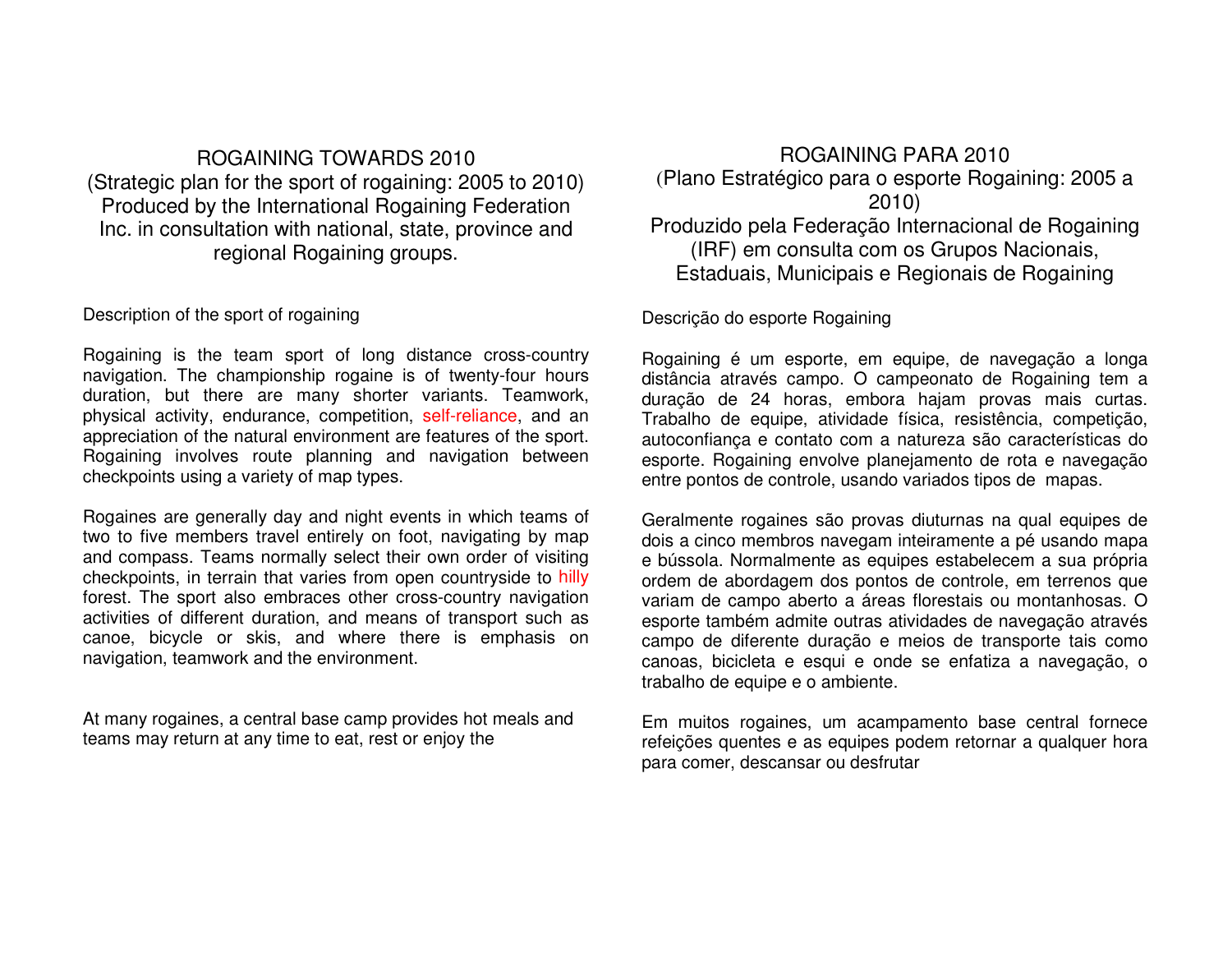# ROGAINING TOWARDS 2010

(Strategic plan for the sport of rogaining: 2005 to 2010)
Produced by the International Rogaining Federation Inc. in consultation with national, state, province and regional Rogaining groups.

## Description of the sport of rogaining

Rogaining is the team sport of long distance cross-country navigation. The championship rogaine is of twenty-four hours duration, but there are many shorter variants. Teamwork, physical activity, endurance, competition, self-reliance, and an appreciation of the natural environment are features of the sport. Rogaining involves route planning and navigation between checkpoints using a variety of map types.

Rogaines are generally day and night events in which teams of two to five members travel entirely on foot, navigating by map and compass. Teams normally select their own order of visiting checkpoints, in terrain that varies from open countryside to hilly forest. The sport also embraces other cross-country navigation activities of different duration, and means of transport such as canoe, bicycle or skis, and where there is emphasis on navigation, teamwork and the environment.

At many rogaines, a central base camp provides hot meals and teams may return at any time to eat, rest or enjoy the

# ROGAINING PARA 2010

(Plano Estratégico para o esporte Rogaining: 2005 a 2010)
Produzido pela Federação Internacional de Rogaining (IRF) em consulta com os Grupos Nacionais, Estaduais, Municipais e Regionais de Rogaining

## Descrição do esporte Rogaining

Rogaining é um esporte, em equipe, de navegação a longa distância através campo. O campeonato de Rogaining tem a duração de 24 horas, embora hajam provas mais curtas. Trabalho de equipe, atividade física, resistência, competição, autoconfiança e contato com a natureza são características do esporte. Rogaining envolve planejamento de rota e navegação entre pontos de controle, usando variados tipos de mapas.

Geralmente rogaines são provas diuturnas na qual equipes de dois a cinco membros navegam inteiramente a pé usando mapa e bússola. Normalmente as equipes estabelecem a sua própria ordem de abordagem dos pontos de controle, em terrenos que variam de campo aberto a áreas florestais ou montanhosas. O esporte também admite outras atividades de navegação através campo de diferente duração e meios de transporte tais como canoas, bicicleta e esqui e onde se enfatiza a navegação, o trabalho de equipe e o ambiente.

Em muitos rogaines, um acampamento base central fornece refeições quentes e as equipes podem retornar a qualquer hora para comer, descansar ou desfrutar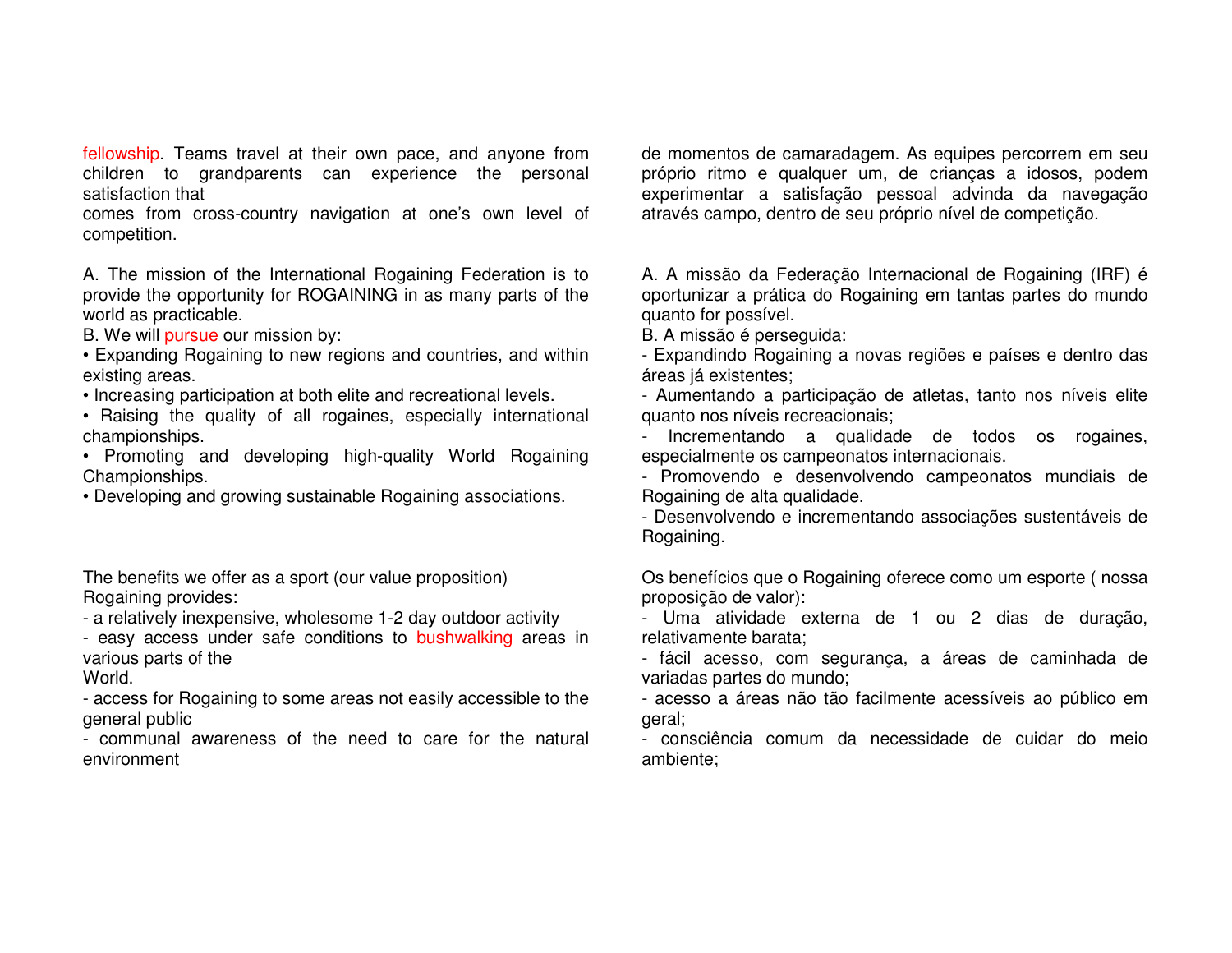fellowship. Teams travel at their own pace, and anyone from children to grandparents can experience the personal satisfaction that comes from cross-country navigation at one's own level of competition.

A. The mission of the International Rogaining Federation is to provide the opportunity for ROGAINING in as many parts of the world as practicable.

B. We will pursue our mission by:

• Expanding Rogaining to new regions and countries, and within existing areas.
• Increasing participation at both elite and recreational levels.
• Raising the quality of all rogaines, especially international championships.
• Promoting and developing high-quality World Rogaining Championships.
• Developing and growing sustainable Rogaining associations.

The benefits we offer as a sport (our value proposition)

Rogaining provides:

- a relatively inexpensive, wholesome 1-2 day outdoor activity
- easy access under safe conditions to bushwalking areas in various parts of the World.
- access for Rogaining to some areas not easily accessible to the general public
- communal awareness of the need to care for the natural environment

de momentos de camaradagem. As equipes percorrem em seu próprio ritmo e qualquer um, de crianças a idosos, podem experimentar a satisfação pessoal advinda da navegação através campo, dentro de seu próprio nível de competição.

A. A missão da Federação Internacional de Rogaining (IRF) é oportunizar a prática do Rogaining em tantas partes do mundo quanto for possível.

B. A missão é perseguida:

- Expandindo Rogaining a novas regiões e países e dentro das áreas já existentes;
- Aumentando a participação de atletas, tanto nos níveis elite quanto nos níveis recreacionais;
- Incrementando a qualidade de todos os rogaines, especialmente os campeonatos internacionais.
- Promovendo e desenvolvendo campeonatos mundiais de Rogaining de alta qualidade.
- Desenvolvendo e incrementando associações sustentáveis de Rogaining.

Os benefícios que o Rogaining oferece como um esporte ( nossa proposição de valor):

- Uma atividade externa de 1 ou 2 dias de duração, relativamente barata;
- fácil acesso, com segurança, a áreas de caminhada de variadas partes do mundo;
- acesso a áreas não tão facilmente acessíveis ao público em geral;
- consciência comum da necessidade de cuidar do meio ambiente;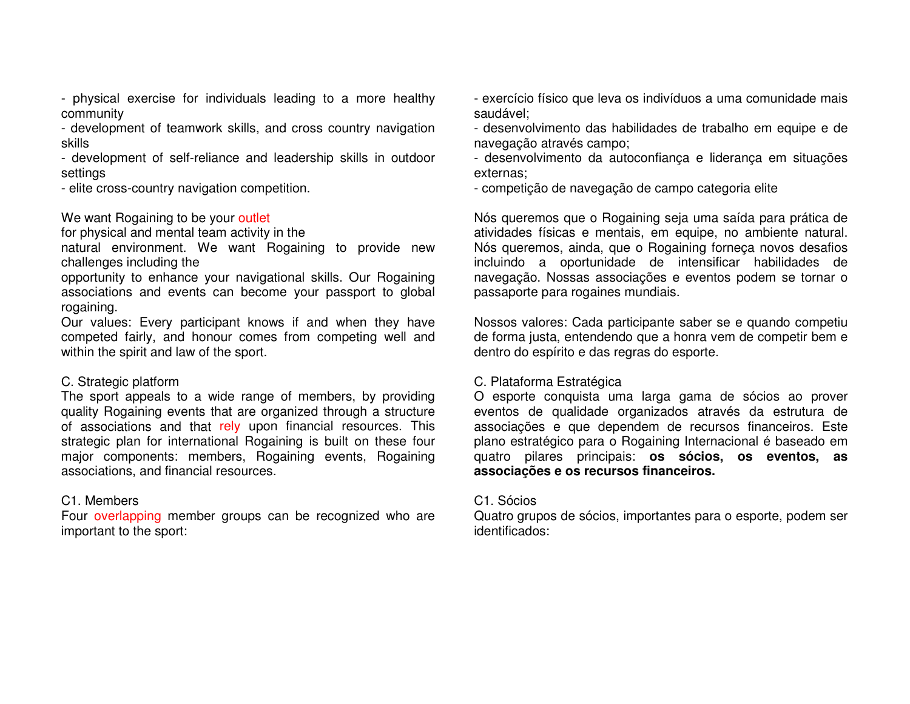- physical exercise for individuals leading to a more healthy community
- development of teamwork skills, and cross country navigation skills
- development of self-reliance and leadership skills in outdoor settings
- elite cross-country navigation competition.

We want Rogaining to be your outlet for physical and mental team activity in the natural environment. We want Rogaining to provide new challenges including the opportunity to enhance your navigational skills. Our Rogaining associations and events can become your passport to global rogaining.

Our values: Every participant knows if and when they have competed fairly, and honour comes from competing well and within the spirit and law of the sport.

C. Strategic platform

The sport appeals to a wide range of members, by providing quality Rogaining events that are organized through a structure of associations and that rely upon financial resources. This strategic plan for international Rogaining is built on these four major components: members, Rogaining events, Rogaining associations, and financial resources.

C1. Members

Four overlapping member groups can be recognized who are important to the sport:

- exercício físico que leva os indivíduos a uma comunidade mais saudável;
- desenvolvimento das habilidades de trabalho em equipe e de navegação através campo;
- desenvolvimento da autoconfiança e liderança em situações externas;
- competição de navegação de campo categoria elite

Nós queremos que o Rogaining seja uma saída para prática de atividades físicas e mentais, em equipe, no ambiente natural. Nós queremos, ainda, que o Rogaining forneça novos desafios incluindo a oportunidade de intensificar habilidades de navegação. Nossas associações e eventos podem se tornar o passaporte para rogaines mundiais.

Nossos valores: Cada participante saber se e quando competiu de forma justa, entendendo que a honra vem de competir bem e dentro do espírito e das regras do esporte.

C. Plataforma Estratégica

O esporte conquista uma larga gama de sócios ao prover eventos de qualidade organizados através da estrutura de associações e que dependem de recursos financeiros. Este plano estratégico para o Rogaining Internacional é baseado em quatro pilares principais: **os sócios, os eventos, as associações e os recursos financeiros.**

C1. Sócios

Quatro grupos de sócios, importantes para o esporte, podem ser identificados: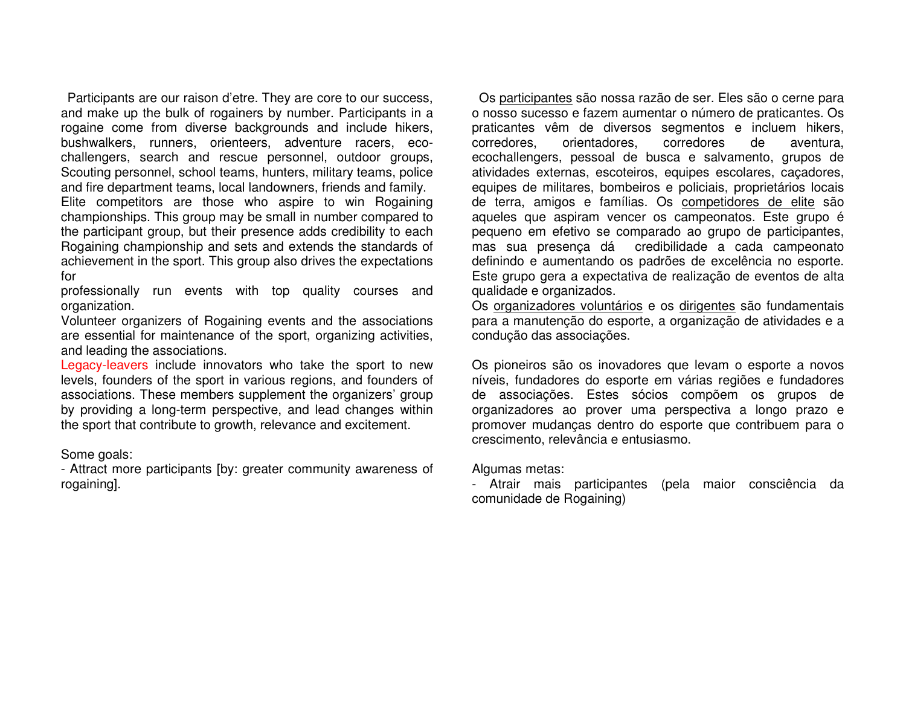Participants are our raison d'etre. They are core to our success, and make up the bulk of rogainers by number. Participants in a rogaine come from diverse backgrounds and include hikers, bushwalkers, runners, orienteers, adventure racers, eco-challengers, search and rescue personnel, outdoor groups, Scouting personnel, school teams, hunters, military teams, police and fire department teams, local landowners, friends and family.

Elite competitors are those who aspire to win Rogaining championships. This group may be small in number compared to the participant group, but their presence adds credibility to each Rogaining championship and sets and extends the standards of achievement in the sport. This group also drives the expectations for professionally run events with top quality courses and organization.

Volunteer organizers of Rogaining events and the associations are essential for maintenance of the sport, organizing activities, and leading the associations.

Legacy-leavers include innovators who take the sport to new levels, founders of the sport in various regions, and founders of associations. These members supplement the organizers' group by providing a long-term perspective, and lead changes within the sport that contribute to growth, relevance and excitement.

Some goals:

- Attract more participants [by: greater community awareness of rogaining].

Os participantes são nossa razão de ser. Eles são o cerne para o nosso sucesso e fazem aumentar o número de praticantes. Os praticantes vêm de diversos segmentos e incluem hikers, corredores, orientadores, corredores de aventura, ecochallengers, pessoal de busca e salvamento, grupos de atividades externas, escoteiros, equipes escolares, caçadores, equipes de militares, bombeiros e policiais, proprietários locais de terra, amigos e famílias. Os competidores de elite são aqueles que aspiram vencer os campeonatos. Este grupo é pequeno em efetivo se comparado ao grupo de participantes, mas sua presença dá credibilidade a cada campeonato definindo e aumentando os padrões de excelência no esporte. Este grupo gera a expectativa de realização de eventos de alta qualidade e organizados.

Os organizadores voluntários e os dirigentes são fundamentais para a manutenção do esporte, a organização de atividades e a condução das associações.

Os pioneiros são os inovadores que levam o esporte a novos níveis, fundadores do esporte em várias regiões e fundadores de associações. Estes sócios compõem os grupos de organizadores ao prover uma perspectiva a longo prazo e promover mudanças dentro do esporte que contribuem para o crescimento, relevância e entusiasmo.

Algumas metas:

- Atrair mais participantes (pela maior consciência da comunidade de Rogaining)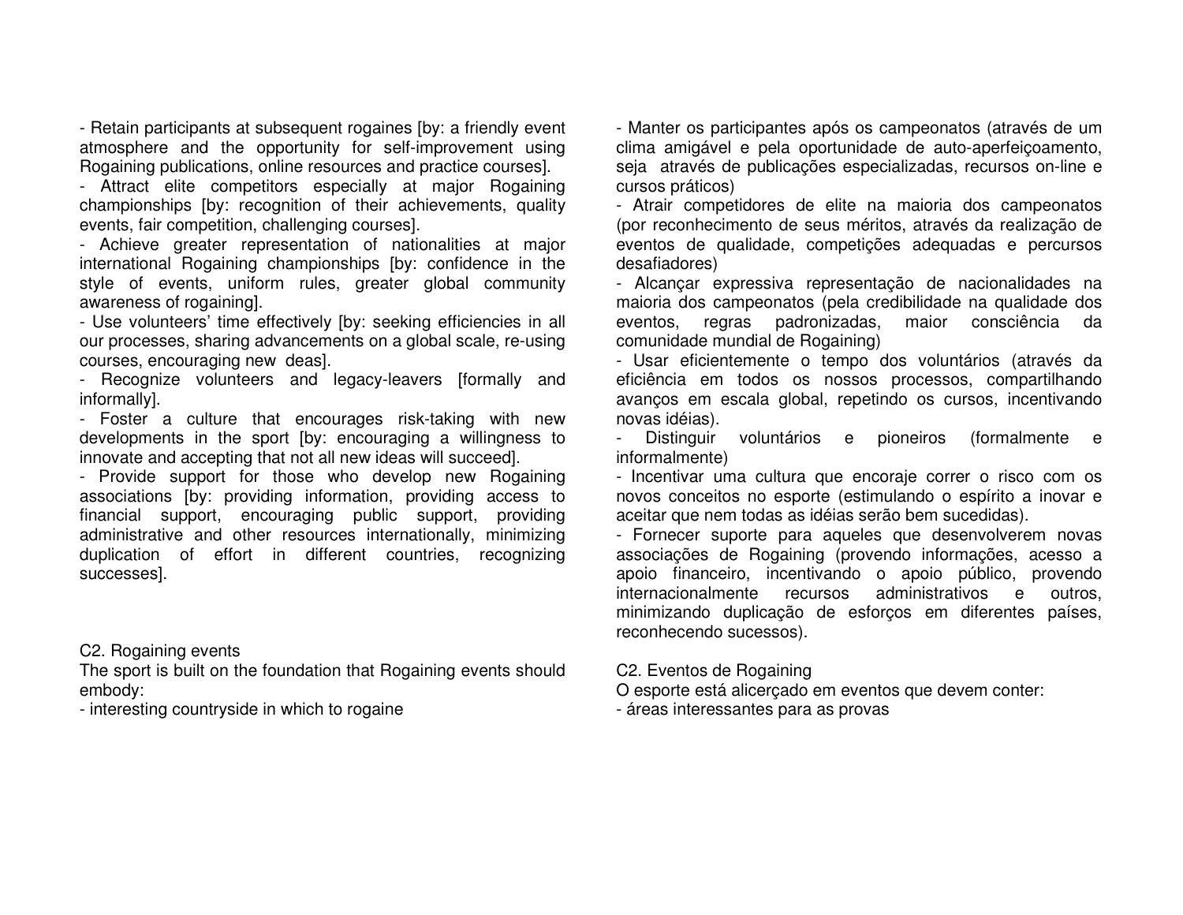- Retain participants at subsequent rogaines [by: a friendly event atmosphere and the opportunity for self-improvement using Rogaining publications, online resources and practice courses].
- Attract elite competitors especially at major Rogaining championships [by: recognition of their achievements, quality events, fair competition, challenging courses].
- Achieve greater representation of nationalities at major international Rogaining championships [by: confidence in the style of events, uniform rules, greater global community awareness of rogaining].
- Use volunteers' time effectively [by: seeking efficiencies in all our processes, sharing advancements on a global scale, re-using courses, encouraging new deas].
- Recognize volunteers and legacy-leavers [formally and informally].
- Foster a culture that encourages risk-taking with new developments in the sport [by: encouraging a willingness to innovate and accepting that not all new ideas will succeed].
- Provide support for those who develop new Rogaining associations [by: providing information, providing access to financial support, encouraging public support, providing administrative and other resources internationally, minimizing duplication of effort in different countries, recognizing successes].

C2. Rogaining events

The sport is built on the foundation that Rogaining events should embody:

- interesting countryside in which to rogaine

- Manter os participantes após os campeonatos (através de um clima amigável e pela oportunidade de auto-aperfeiçoamento, seja através de publicações especializadas, recursos on-line e cursos práticos)
- Atrair competidores de elite na maioria dos campeonatos (por reconhecimento de seus méritos, através da realização de eventos de qualidade, competições adequadas e percursos desafiadores)
- Alcançar expressiva representação de nacionalidades na maioria dos campeonatos (pela credibilidade na qualidade dos eventos, regras padronizadas, maior consciência da comunidade mundial de Rogaining)
- Usar eficientemente o tempo dos voluntários (através da eficiência em todos os nossos processos, compartilhando avanços em escala global, repetindo os cursos, incentivando novas idéias).
- Distinguir voluntários e pioneiros (formalmente e informalmente)
- Incentivar uma cultura que encoraje correr o risco com os novos conceitos no esporte (estimulando o espírito a inovar e aceitar que nem todas as idéias serão bem sucedidas).
- Fornecer suporte para aqueles que desenvolverem novas associações de Rogaining (provendo informações, acesso a apoio financeiro, incentivando o apoio público, provendo internacionalmente recursos administrativos e outros, minimizando duplicação de esforços em diferentes países, reconhecendo sucessos).

C2. Eventos de Rogaining

O esporte está alicerçado em eventos que devem conter:

- áreas interessantes para as provas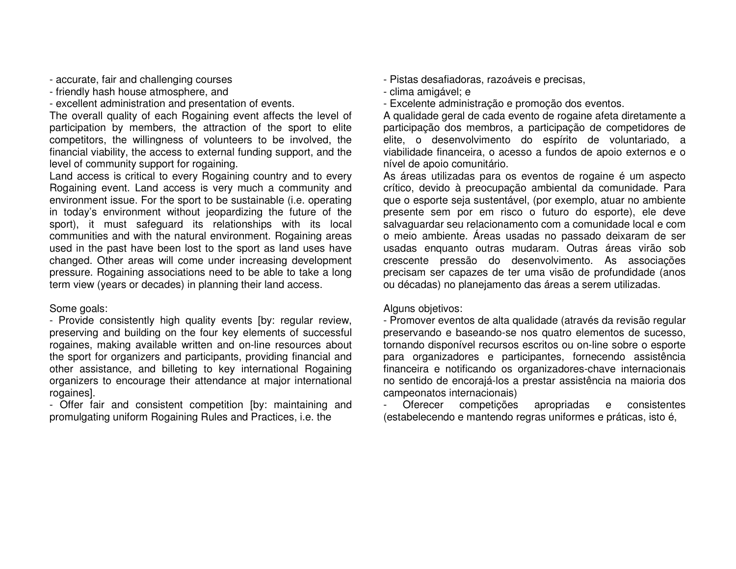- accurate, fair and challenging courses
- friendly hash house atmosphere, and
- excellent administration and presentation of events.

The overall quality of each Rogaining event affects the level of participation by members, the attraction of the sport to elite competitors, the willingness of volunteers to be involved, the financial viability, the access to external funding support, and the level of community support for rogaining.

Land access is critical to every Rogaining country and to every Rogaining event. Land access is very much a community and environment issue. For the sport to be sustainable (i.e. operating in today's environment without jeopardizing the future of the sport), it must safeguard its relationships with its local communities and with the natural environment. Rogaining areas used in the past have been lost to the sport as land uses have changed. Other areas will come under increasing development pressure. Rogaining associations need to be able to take a long term view (years or decades) in planning their land access.

Some goals:

- Provide consistently high quality events [by: regular review, preserving and building on the four key elements of successful rogaines, making available written and on-line resources about the sport for organizers and participants, providing financial and other assistance, and billeting to key international Rogaining organizers to encourage their attendance at major international rogaines].
- Offer fair and consistent competition [by: maintaining and promulgating uniform Rogaining Rules and Practices, i.e. the

- Pistas desafiadoras, razoáveis e precisas,
- clima amigável; e
- Excelente administração e promoção dos eventos.

A qualidade geral de cada evento de rogaine afeta diretamente a participação dos membros, a participação de competidores de elite, o desenvolvimento do espírito de voluntariado, a viabilidade financeira, o acesso a fundos de apoio externos e o nível de apoio comunitário.

As áreas utilizadas para os eventos de rogaine é um aspecto crítico, devido à preocupação ambiental da comunidade. Para que o esporte seja sustentável, (por exemplo, atuar no ambiente presente sem por em risco o futuro do esporte), ele deve salvaguardar seu relacionamento com a comunidade local e com o meio ambiente. Áreas usadas no passado deixaram de ser usadas enquanto outras mudaram. Outras áreas virão sob crescente pressão do desenvolvimento. As associações precisam ser capazes de ter uma visão de profundidade (anos ou décadas) no planejamento das áreas a serem utilizadas.

Alguns objetivos:

- Promover eventos de alta qualidade (através da revisão regular preservando e baseando-se nos quatro elementos de sucesso, tornando disponível recursos escritos ou on-line sobre o esporte para organizadores e participantes, fornecendo assistência financeira e notificando os organizadores-chave internacionais no sentido de encorajá-los a prestar assistência na maioria dos campeonatos internacionais)
- Oferecer competições apropriadas e consistentes (estabelecendo e mantendo regras uniformes e práticas, isto é,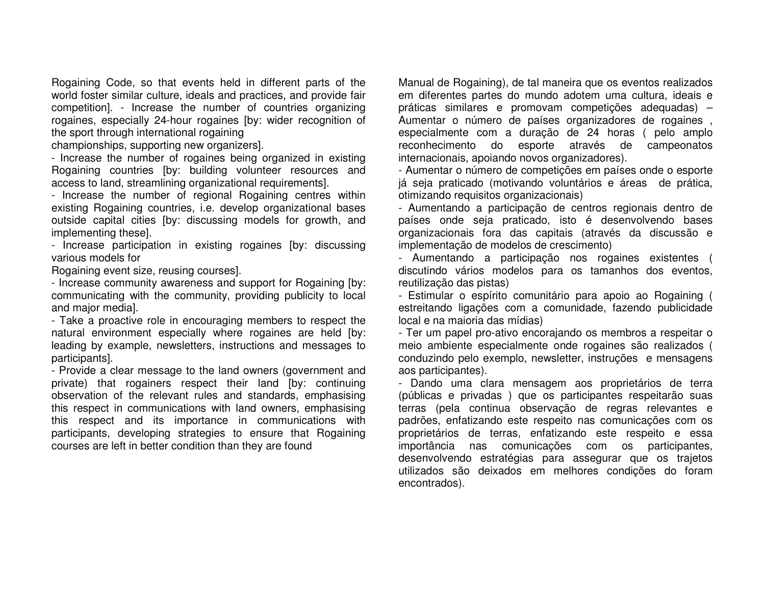Rogaining Code, so that events held in different parts of the world foster similar culture, ideals and practices, and provide fair competition]. - Increase the number of countries organizing rogaines, especially 24-hour rogaines [by: wider recognition of the sport through international rogaining
championships, supporting new organizers].

- Increase the number of rogaines being organized in existing Rogaining countries [by: building volunteer resources and access to land, streamlining organizational requirements].
- Increase the number of regional Rogaining centres within existing Rogaining countries, i.e. develop organizational bases outside capital cities [by: discussing models for growth, and implementing these].
- Increase participation in existing rogaines [by: discussing various models for
Rogaining event size, reusing courses].
- Increase community awareness and support for Rogaining [by: communicating with the community, providing publicity to local and major media].
- Take a proactive role in encouraging members to respect the natural environment especially where rogaines are held [by: leading by example, newsletters, instructions and messages to participants].
- Provide a clear message to the land owners (government and private) that rogainers respect their land [by: continuing observation of the relevant rules and standards, emphasising this respect in communications with land owners, emphasising this respect and its importance in communications with participants, developing strategies to ensure that Rogaining courses are left in better condition than they are found

Manual de Rogaining), de tal maneira que os eventos realizados em diferentes partes do mundo adotem uma cultura, ideais e práticas similares e promovam competições adequadas) – Aumentar o número de países organizadores de rogaines , especialmente com a duração de 24 horas ( pelo amplo reconhecimento do esporte através de campeonatos internacionais, apoiando novos organizadores).

- Aumentar o número de competições em países onde o esporte já seja praticado (motivando voluntários e áreas de prática, otimizando requisitos organizacionais)
- Aumentando a participação de centros regionais dentro de países onde seja praticado, isto é desenvolvendo bases organizacionais fora das capitais (através da discussão e implementação de modelos de crescimento)
- Aumentando a participação nos rogaines existentes ( discutindo vários modelos para os tamanhos dos eventos, reutilização das pistas)
- Estimular o espírito comunitário para apoio ao Rogaining ( estreitando ligações com a comunidade, fazendo publicidade local e na maioria das mídias)
- Ter um papel pro-ativo encorajando os membros a respeitar o meio ambiente especialmente onde rogaines são realizados ( conduzindo pelo exemplo, newsletter, instruções e mensagens aos participantes).
- Dando uma clara mensagem aos proprietários de terra (públicas e privadas ) que os participantes respeitarão suas terras (pela continua observação de regras relevantes e padrões, enfatizando este respeito nas comunicações com os proprietários de terras, enfatizando este respeito e essa importância nas comunicações com os participantes, desenvolvendo estratégias para assegurar que os trajetos utilizados são deixados em melhores condições do foram encontrados).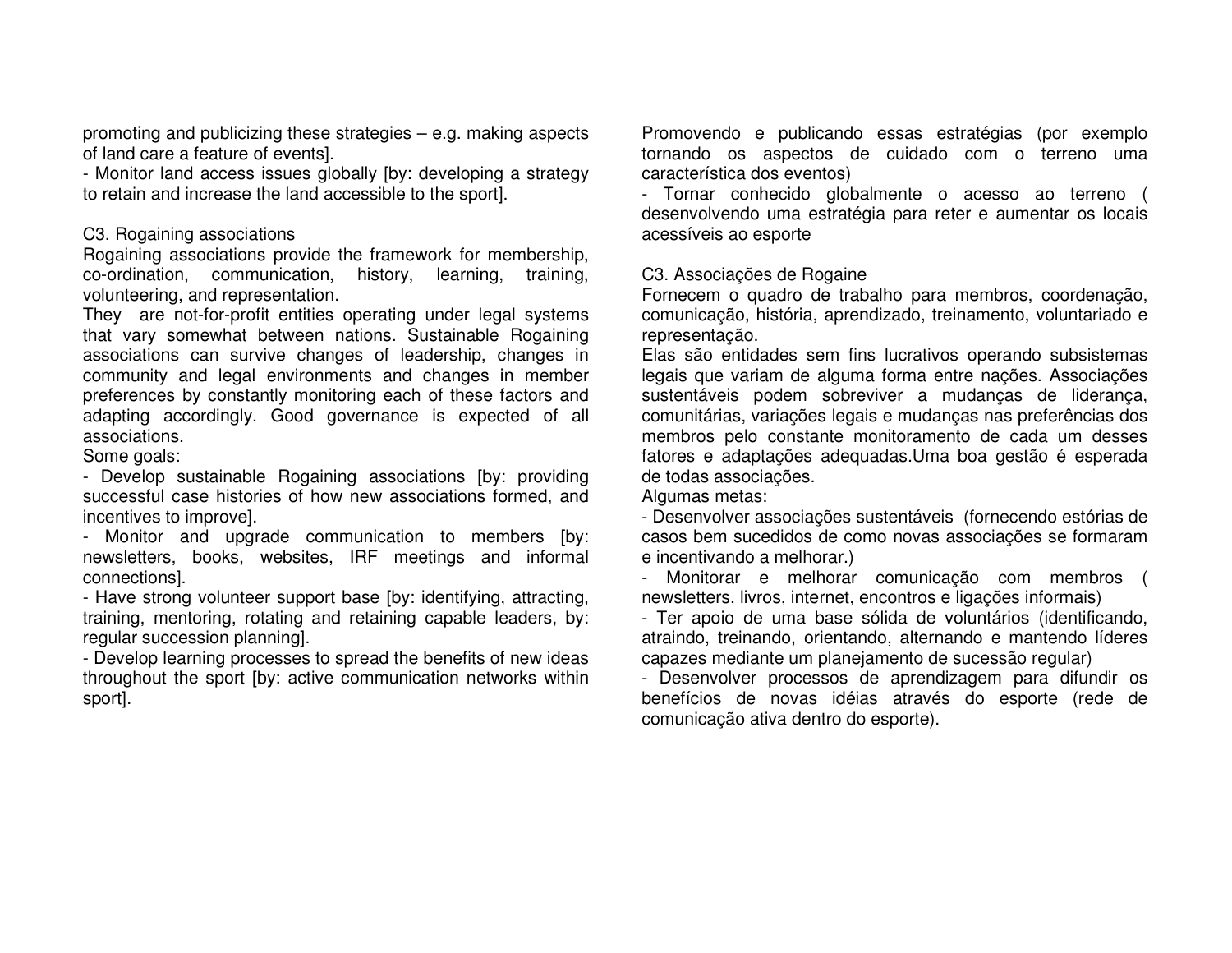promoting and publicizing these strategies – e.g. making aspects of land care a feature of events].

- Monitor land access issues globally [by: developing a strategy to retain and increase the land accessible to the sport].

C3. Rogaining associations

Rogaining associations provide the framework for membership, co-ordination, communication, history, learning, training, volunteering, and representation.

They are not-for-profit entities operating under legal systems that vary somewhat between nations. Sustainable Rogaining associations can survive changes of leadership, changes in community and legal environments and changes in member preferences by constantly monitoring each of these factors and adapting accordingly. Good governance is expected of all associations.

Some goals:

- Develop sustainable Rogaining associations [by: providing successful case histories of how new associations formed, and incentives to improve].
- Monitor and upgrade communication to members [by: newsletters, books, websites, IRF meetings and informal connections].
- Have strong volunteer support base [by: identifying, attracting, training, mentoring, rotating and retaining capable leaders, by: regular succession planning].
- Develop learning processes to spread the benefits of new ideas throughout the sport [by: active communication networks within sport].

Promovendo e publicando essas estratégias (por exemplo tornando os aspectos de cuidado com o terreno uma característica dos eventos)

- Tornar conhecido globalmente o acesso ao terreno ( desenvolvendo uma estratégia para reter e aumentar os locais acessíveis ao esporte

C3. Associações de Rogaine

Fornecem o quadro de trabalho para membros, coordenação, comunicação, história, aprendizado, treinamento, voluntariado e representação.

Elas são entidades sem fins lucrativos operando subsistemas legais que variam de alguma forma entre nações. Associações sustentáveis podem sobreviver a mudanças de liderança, comunitárias, variações legais e mudanças nas preferências dos membros pelo constante monitoramento de cada um desses fatores e adaptações adequadas.Uma boa gestão é esperada de todas associações.

Algumas metas:

- Desenvolver associações sustentáveis (fornecendo estórias de casos bem sucedidos de como novas associações se formaram e incentivando a melhorar.)
- Monitorar e melhorar comunicação com membros ( newsletters, livros, internet, encontros e ligações informais)
- Ter apoio de uma base sólida de voluntários (identificando, atraindo, treinando, orientando, alternando e mantendo líderes capazes mediante um planejamento de sucessão regular)
- Desenvolver processos de aprendizagem para difundir os benefícios de novas idéias através do esporte (rede de comunicação ativa dentro do esporte).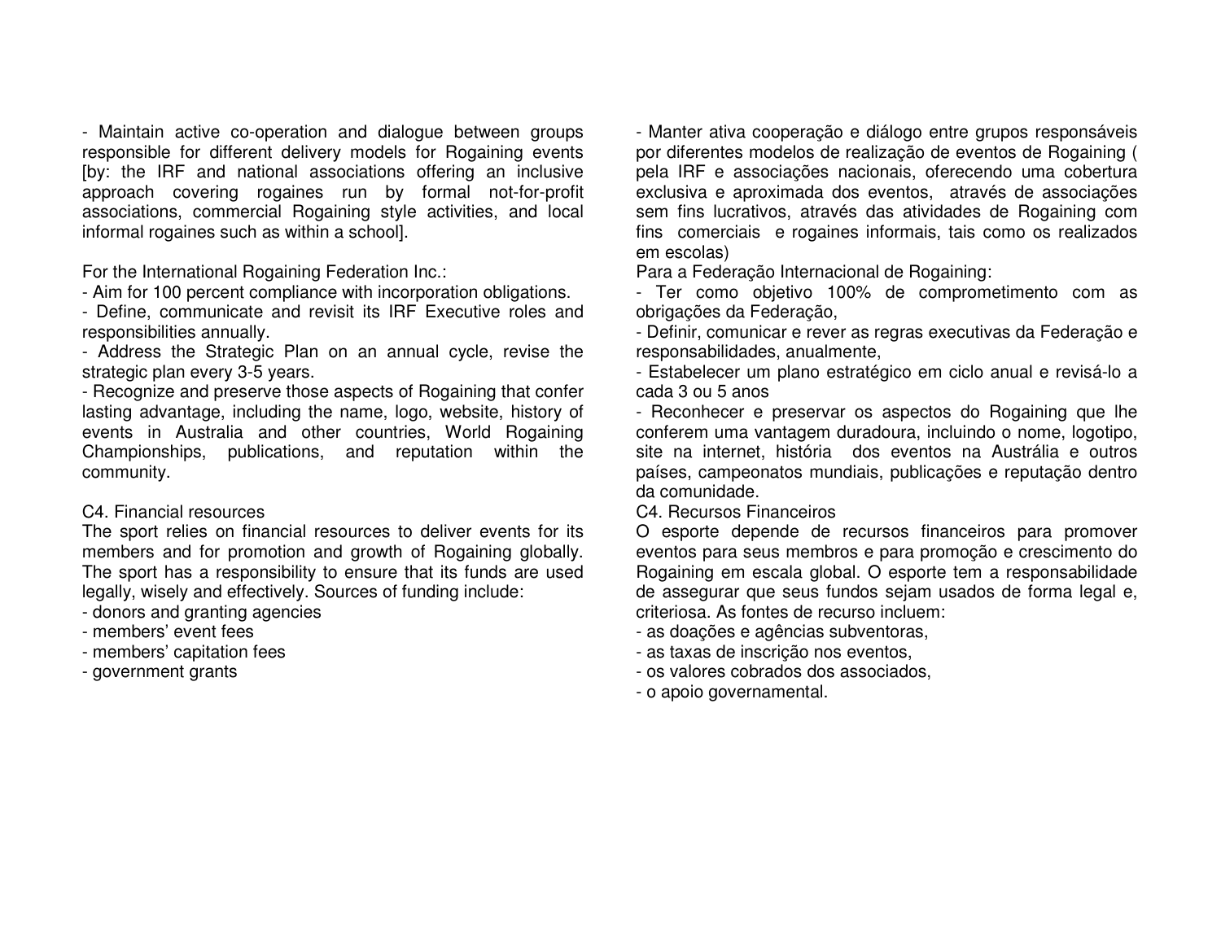- Maintain active co-operation and dialogue between groups responsible for different delivery models for Rogaining events [by: the IRF and national associations offering an inclusive approach covering rogaines run by formal not-for-profit associations, commercial Rogaining style activities, and local informal rogaines such as within a school].

For the International Rogaining Federation Inc.:

- Aim for 100 percent compliance with incorporation obligations.
- Define, communicate and revisit its IRF Executive roles and responsibilities annually.
- Address the Strategic Plan on an annual cycle, revise the strategic plan every 3-5 years.
- Recognize and preserve those aspects of Rogaining that confer lasting advantage, including the name, logo, website, history of events in Australia and other countries, World Rogaining Championships, publications, and reputation within the community.

C4. Financial resources

The sport relies on financial resources to deliver events for its members and for promotion and growth of Rogaining globally. The sport has a responsibility to ensure that its funds are used legally, wisely and effectively. Sources of funding include:

- donors and granting agencies
- members' event fees
- members' capitation fees
- government grants

- Manter ativa cooperação e diálogo entre grupos responsáveis por diferentes modelos de realização de eventos de Rogaining ( pela IRF e associações nacionais, oferecendo uma cobertura exclusiva e aproximada dos eventos, através de associações sem fins lucrativos, através das atividades de Rogaining com fins comerciais e rogaines informais, tais como os realizados em escolas)

Para a Federação Internacional de Rogaining:

- Ter como objetivo 100% de comprometimento com as obrigações da Federação,
- Definir, comunicar e rever as regras executivas da Federação e responsabilidades, anualmente,
- Estabelecer um plano estratégico em ciclo anual e revisá-lo a cada 3 ou 5 anos
- Reconhecer e preservar os aspectos do Rogaining que lhe conferem uma vantagem duradoura, incluindo o nome, logotipo, site na internet, história dos eventos na Austrália e outros países, campeonatos mundiais, publicações e reputação dentro da comunidade.

C4. Recursos Financeiros

O esporte depende de recursos financeiros para promover eventos para seus membros e para promoção e crescimento do Rogaining em escala global. O esporte tem a responsabilidade de assegurar que seus fundos sejam usados de forma legal e, criteriosa. As fontes de recurso incluem:

- as doações e agências subventoras,
- as taxas de inscrição nos eventos,
- os valores cobrados dos associados,
- o apoio governamental.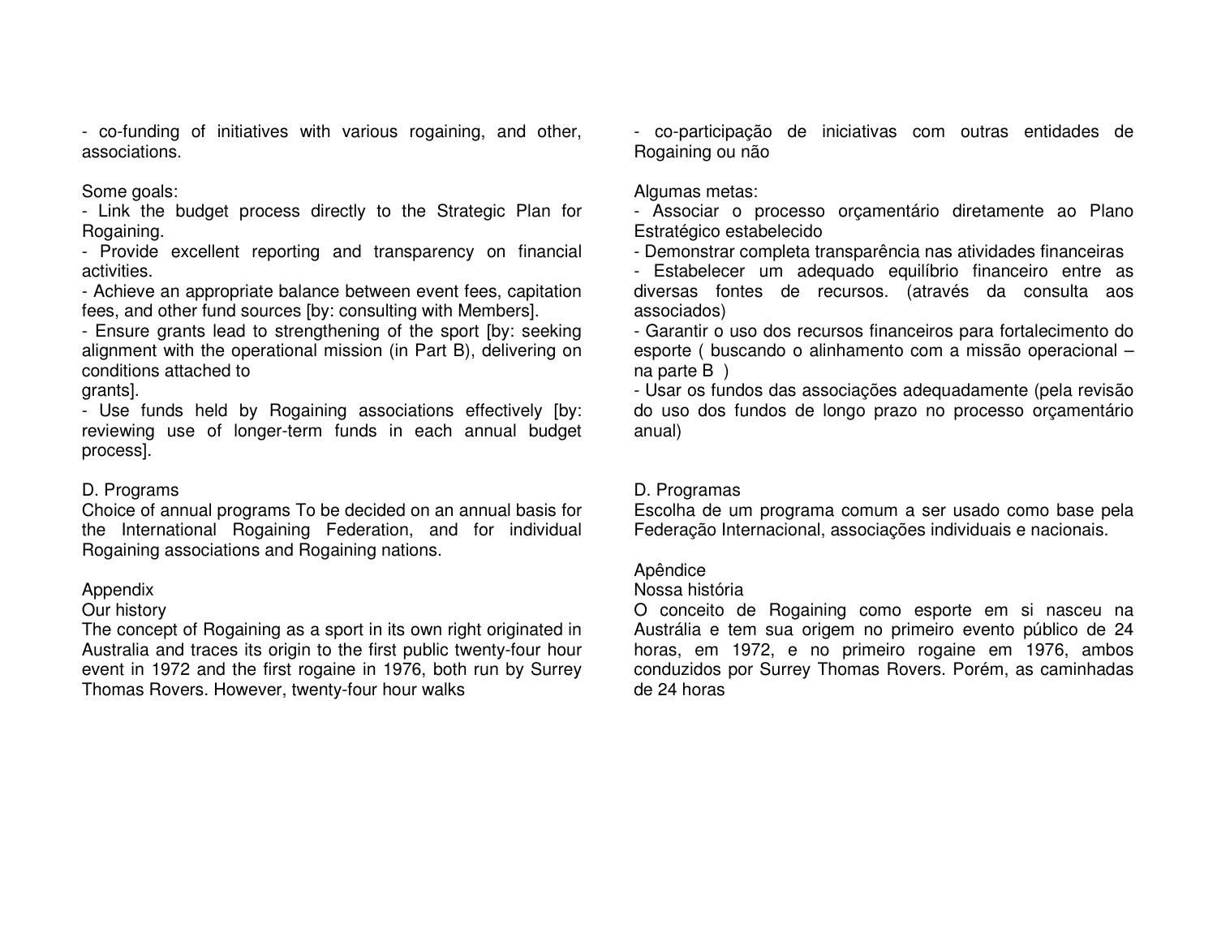- co-funding of initiatives with various rogaining, and other, associations.

Some goals:
- Link the budget process directly to the Strategic Plan for Rogaining.
- Provide excellent reporting and transparency on financial activities.
- Achieve an appropriate balance between event fees, capitation fees, and other fund sources [by: consulting with Members].
- Ensure grants lead to strengthening of the sport [by: seeking alignment with the operational mission (in Part B), delivering on conditions attached to grants].
- Use funds held by Rogaining associations effectively [by: reviewing use of longer-term funds in each annual budget process].

D. Programs

Choice of annual programs To be decided on an annual basis for the International Rogaining Federation, and for individual Rogaining associations and Rogaining nations.

Appendix

Our history

The concept of Rogaining as a sport in its own right originated in Australia and traces its origin to the first public twenty-four hour event in 1972 and the first rogaine in 1976, both run by Surrey Thomas Rovers. However, twenty-four hour walks

- co-participação de iniciativas com outras entidades de Rogaining ou não

Algumas metas:
- Associar o processo orçamentário diretamente ao Plano Estratégico estabelecido
- Demonstrar completa transparência nas atividades financeiras
- Estabelecer um adequado equilíbrio financeiro entre as diversas fontes de recursos. (através da consulta aos associados)
- Garantir o uso dos recursos financeiros para fortalecimento do esporte ( buscando o alinhamento com a missão operacional – na parte B )
- Usar os fundos das associações adequadamente (pela revisão do uso dos fundos de longo prazo no processo orçamentário anual)

D. Programas

Escolha de um programa comum a ser usado como base pela Federação Internacional, associações individuais e nacionais.

Apêndice

Nossa história

O conceito de Rogaining como esporte em si nasceu na Austrália e tem sua origem no primeiro evento público de 24 horas, em 1972, e no primeiro rogaine em 1976, ambos conduzidos por Surrey Thomas Rovers. Porém, as caminhadas de 24 horas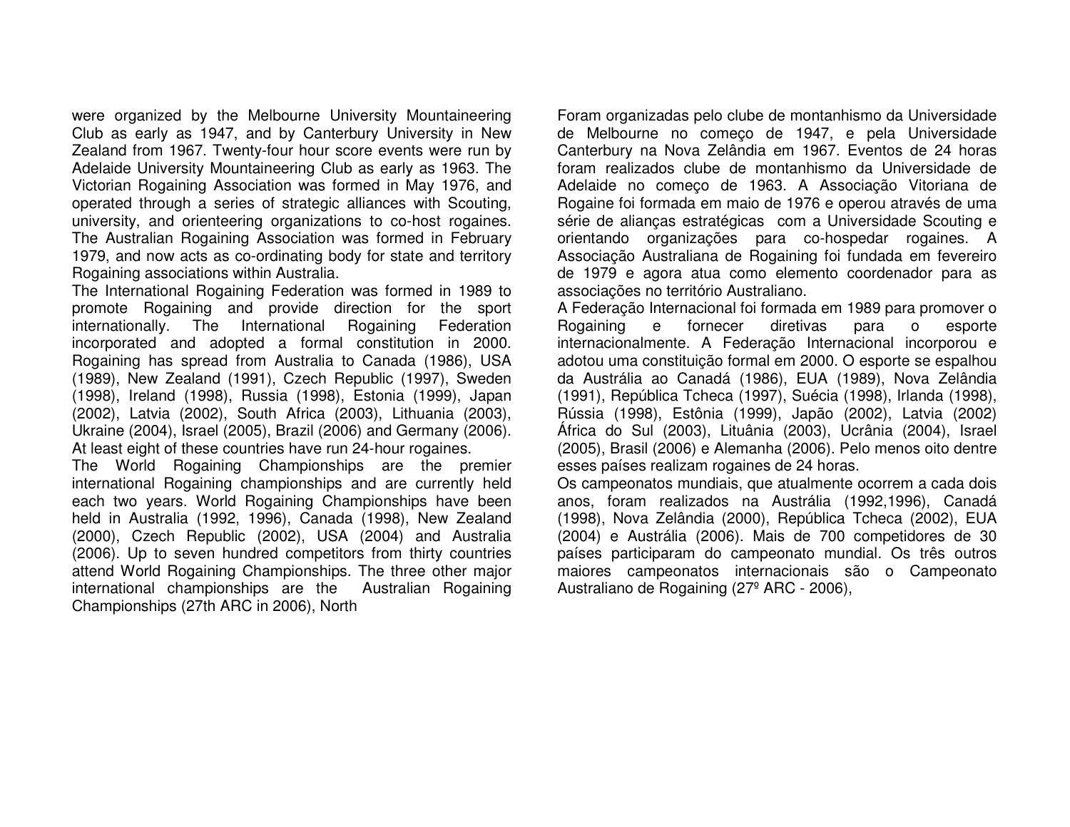were organized by the Melbourne University Mountaineering Club as early as 1947, and by Canterbury University in New Zealand from 1967. Twenty-four hour score events were run by Adelaide University Mountaineering Club as early as 1963. The Victorian Rogaining Association was formed in May 1976, and operated through a series of strategic alliances with Scouting, university, and orienteering organizations to co-host rogaines. The Australian Rogaining Association was formed in February 1979, and now acts as co-ordinating body for state and territory Rogaining associations within Australia.

The International Rogaining Federation was formed in 1989 to promote Rogaining and provide direction for the sport internationally. The International Rogaining Federation incorporated and adopted a formal constitution in 2000. Rogaining has spread from Australia to Canada (1986), USA (1989), New Zealand (1991), Czech Republic (1997), Sweden (1998), Ireland (1998), Russia (1998), Estonia (1999), Japan (2002), Latvia (2002), South Africa (2003), Lithuania (2003), Ukraine (2004), Israel (2005), Brazil (2006) and Germany (2006). At least eight of these countries have run 24-hour rogaines.

The World Rogaining Championships are the premier international Rogaining championships and are currently held each two years. World Rogaining Championships have been held in Australia (1992, 1996), Canada (1998), New Zealand (2000), Czech Republic (2002), USA (2004) and Australia (2006). Up to seven hundred competitors from thirty countries attend World Rogaining Championships. The three other major international championships are the Australian Rogaining Championships (27th ARC in 2006), North

Foram organizadas pelo clube de montanhismo da Universidade de Melbourne no começo de 1947, e pela Universidade Canterbury na Nova Zelândia em 1967. Eventos de 24 horas foram realizados clube de montanhismo da Universidade de Adelaide no começo de 1963. A Associação Vitoriana de Rogaine foi formada em maio de 1976 e operou através de uma série de alianças estratégicas com a Universidade Scouting e orientando organizações para co-hospedar rogaines. A Associação Australiana de Rogaining foi fundada em fevereiro de 1979 e agora atua como elemento coordenador para as associações no território Australiano.

A Federação Internacional foi formada em 1989 para promover o Rogaining e fornecer diretivas para o esporte internacionalmente. A Federação Internacional incorporou e adotou uma constituição formal em 2000. O esporte se espalhou da Austrália ao Canadá (1986), EUA (1989), Nova Zelândia (1991), República Tcheca (1997), Suécia (1998), Irlanda (1998), Rússia (1998), Estônia (1999), Japão (2002), Latvia (2002) África do Sul (2003), Lituânia (2003), Ucrânia (2004), Israel (2005), Brasil (2006) e Alemanha (2006). Pelo menos oito dentre esses países realizam rogaines de 24 horas.

Os campeonatos mundiais, que atualmente ocorrem a cada dois anos, foram realizados na Austrália (1992,1996), Canadá (1998), Nova Zelândia (2000), República Tcheca (2002), EUA (2004) e Austrália (2006). Mais de 700 competidores de 30 países participaram do campeonato mundial. Os três outros maiores campeonatos internacionais são o Campeonato Australiano de Rogaining (27º ARC - 2006),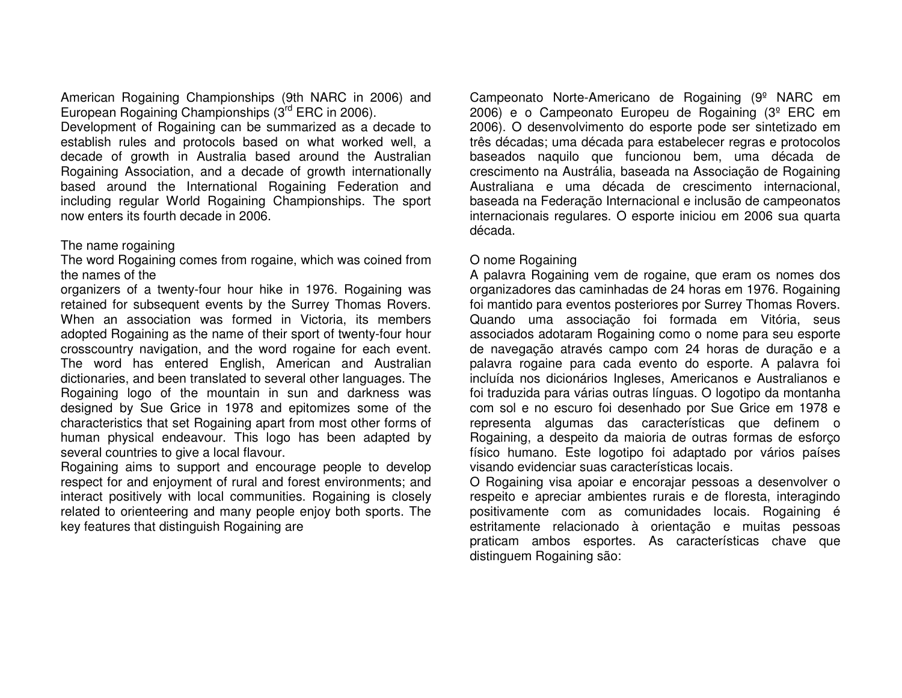American Rogaining Championships (9th NARC in 2006) and European Rogaining Championships (3rd ERC in 2006).
Development of Rogaining can be summarized as a decade to establish rules and protocols based on what worked well, a decade of growth in Australia based around the Australian Rogaining Association, and a decade of growth internationally based around the International Rogaining Federation and including regular World Rogaining Championships. The sport now enters its fourth decade in 2006.

The name rogaining
The word Rogaining comes from rogaine, which was coined from the names of the
organizers of a twenty-four hour hike in 1976. Rogaining was retained for subsequent events by the Surrey Thomas Rovers. When an association was formed in Victoria, its members adopted Rogaining as the name of their sport of twenty-four hour crosscountry navigation, and the word rogaine for each event. The word has entered English, American and Australian dictionaries, and been translated to several other languages. The Rogaining logo of the mountain in sun and darkness was designed by Sue Grice in 1978 and epitomizes some of the characteristics that set Rogaining apart from most other forms of human physical endeavour. This logo has been adapted by several countries to give a local flavour.
Rogaining aims to support and encourage people to develop respect for and enjoyment of rural and forest environments; and interact positively with local communities. Rogaining is closely related to orienteering and many people enjoy both sports. The key features that distinguish Rogaining are

Campeonato Norte-Americano de Rogaining (9º NARC em 2006) e o Campeonato Europeu de Rogaining (3º ERC em 2006). O desenvolvimento do esporte pode ser sintetizado em três décadas; uma década para estabelecer regras e protocolos baseados naquilo que funcionou bem, uma década de crescimento na Austrália, baseada na Associação de Rogaining Australiana e uma década de crescimento internacional, baseada na Federação Internacional e inclusão de campeonatos internacionais regulares. O esporte iniciou em 2006 sua quarta década.

O nome Rogaining
A palavra Rogaining vem de rogaine, que eram os nomes dos organizadores das caminhadas de 24 horas em 1976. Rogaining foi mantido para eventos posteriores por Surrey Thomas Rovers. Quando uma associação foi formada em Vitória, seus associados adotaram Rogaining como o nome para seu esporte de navegação através campo com 24 horas de duração e a palavra rogaine para cada evento do esporte. A palavra foi incluída nos dicionários Ingleses, Americanos e Australianos e foi traduzida para várias outras línguas. O logotipo da montanha com sol e no escuro foi desenhado por Sue Grice em 1978 e representa algumas das características que definem o Rogaining, a despeito da maioria de outras formas de esforço físico humano. Este logotipo foi adaptado por vários países visando evidenciar suas características locais.
O Rogaining visa apoiar e encorajar pessoas a desenvolver o respeito e apreciar ambientes rurais e de floresta, interagindo positivamente com as comunidades locais. Rogaining é estritamente relacionado à orientação e muitas pessoas praticam ambos esportes. As características chave que distinguem Rogaining são: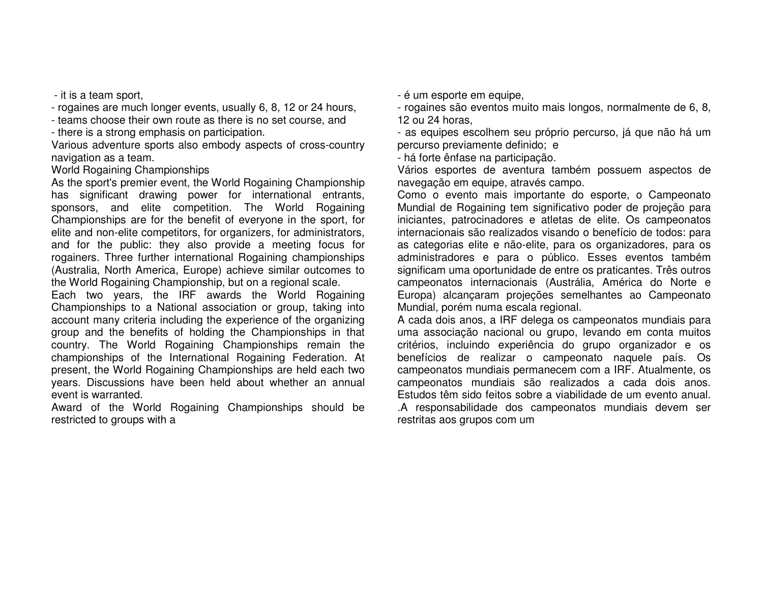- it is a team sport,
- rogaines are much longer events, usually 6, 8, 12 or 24 hours,
- teams choose their own route as there is no set course, and
- there is a strong emphasis on participation.

Various adventure sports also embody aspects of cross-country navigation as a team.

World Rogaining Championships

As the sport's premier event, the World Rogaining Championship has significant drawing power for international entrants, sponsors, and elite competition. The World Rogaining Championships are for the benefit of everyone in the sport, for elite and non-elite competitors, for organizers, for administrators, and for the public: they also provide a meeting focus for rogainers. Three further international Rogaining championships (Australia, North America, Europe) achieve similar outcomes to the World Rogaining Championship, but on a regional scale.

Each two years, the IRF awards the World Rogaining Championships to a National association or group, taking into account many criteria including the experience of the organizing group and the benefits of holding the Championships in that country. The World Rogaining Championships remain the championships of the International Rogaining Federation. At present, the World Rogaining Championships are held each two years. Discussions have been held about whether an annual event is warranted.

Award of the World Rogaining Championships should be restricted to groups with a

- é um esporte em equipe,
- rogaines são eventos muito mais longos, normalmente de 6, 8, 12 ou 24 horas,
- as equipes escolhem seu próprio percurso, já que não há um percurso previamente definido; e
- há forte ênfase na participação.

Vários esportes de aventura também possuem aspectos de navegação em equipe, através campo.

Como o evento mais importante do esporte, o Campeonato Mundial de Rogaining tem significativo poder de projeção para iniciantes, patrocinadores e atletas de elite. Os campeonatos internacionais são realizados visando o benefício de todos: para as categorias elite e não-elite, para os organizadores, para os administradores e para o público. Esses eventos também significam uma oportunidade de entre os praticantes. Três outros campeonatos internacionais (Austrália, América do Norte e Europa) alcançaram projeções semelhantes ao Campeonato Mundial, porém numa escala regional.

A cada dois anos, a IRF delega os campeonatos mundiais para uma associação nacional ou grupo, levando em conta muitos critérios, incluindo experiência do grupo organizador e os benefícios de realizar o campeonato naquele país. Os campeonatos mundiais permanecem com a IRF. Atualmente, os campeonatos mundiais são realizados a cada dois anos. Estudos têm sido feitos sobre a viabilidade de um evento anual.

.A responsabilidade dos campeonatos mundiais devem ser restritas aos grupos com um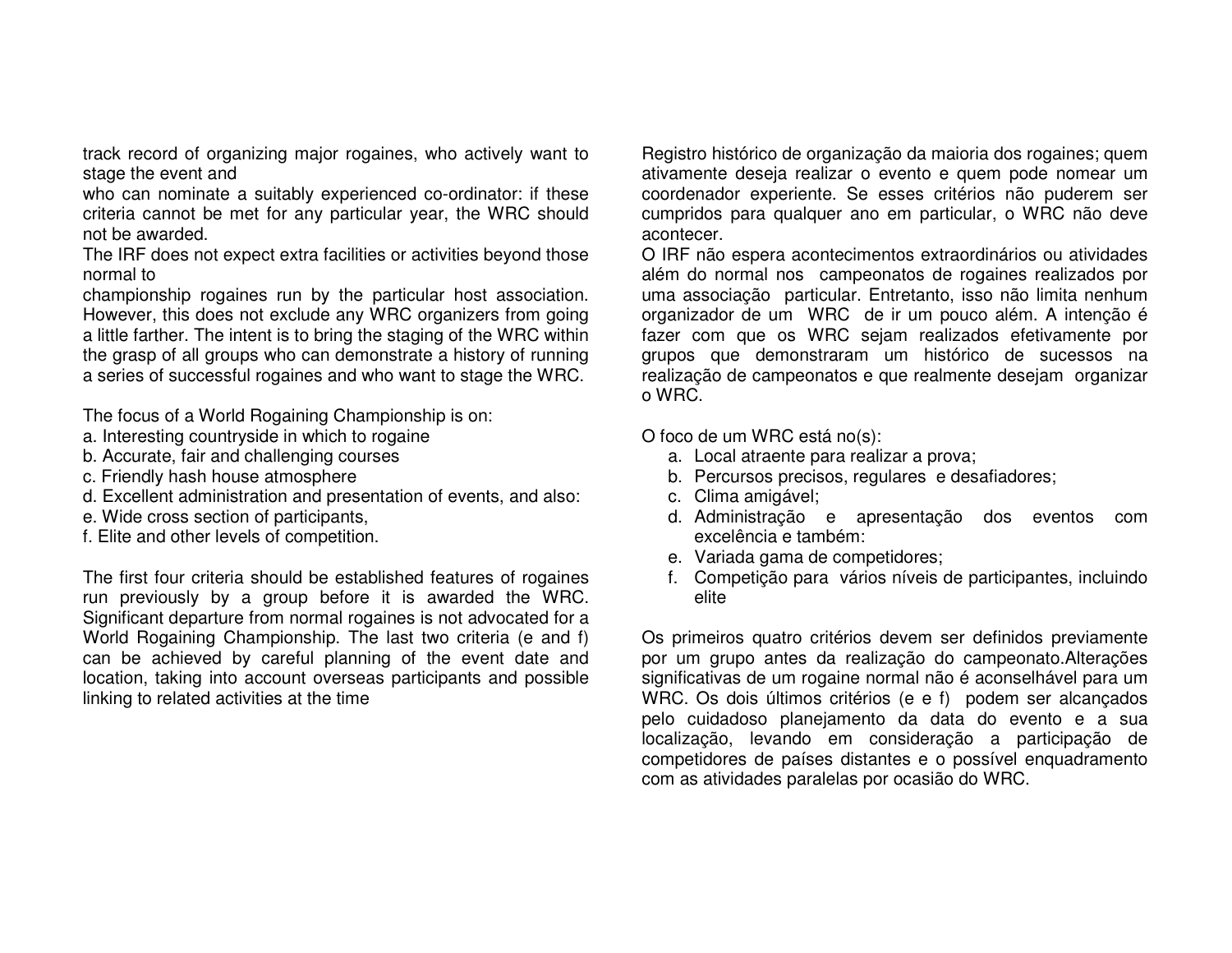track record of organizing major rogaines, who actively want to stage the event and
who can nominate a suitably experienced co-ordinator: if these criteria cannot be met for any particular year, the WRC should not be awarded.
The IRF does not expect extra facilities or activities beyond those normal to
championship rogaines run by the particular host association. However, this does not exclude any WRC organizers from going a little farther. The intent is to bring the staging of the WRC within the grasp of all groups who can demonstrate a history of running a series of successful rogaines and who want to stage the WRC.

The focus of a World Rogaining Championship is on:
a. Interesting countryside in which to rogaine
b. Accurate, fair and challenging courses
c. Friendly hash house atmosphere
d. Excellent administration and presentation of events, and also:
e. Wide cross section of participants,
f. Elite and other levels of competition.

The first four criteria should be established features of rogaines run previously by a group before it is awarded the WRC. Significant departure from normal rogaines is not advocated for a World Rogaining Championship. The last two criteria (e and f) can be achieved by careful planning of the event date and location, taking into account overseas participants and possible linking to related activities at the time

Registro histórico de organização da maioria dos rogaines; quem ativamente deseja realizar o evento e quem pode nomear um coordenador experiente. Se esses critérios não puderem ser cumpridos para qualquer ano em particular, o WRC não deve acontecer.
O IRF não espera acontecimentos extraordinários ou atividades além do normal nos campeonatos de rogaines realizados por uma associação particular. Entretanto, isso não limita nenhum organizador de um WRC de ir um pouco além. A intenção é fazer com que os WRC sejam realizados efetivamente por grupos que demonstraram um histórico de sucessos na realização de campeonatos e que realmente desejam organizar o WRC.

O foco de um WRC está no(s):

a. Local atraente para realizar a prova;
b. Percursos precisos, regulares e desafiadores;
c. Clima amigável;
d. Administração e apresentação dos eventos com excelência e também:
e. Variada gama de competidores;
f. Competição para vários níveis de participantes, incluindo elite

Os primeiros quatro critérios devem ser definidos previamente por um grupo antes da realização do campeonato.Alterações significativas de um rogaine normal não é aconselhável para um WRC. Os dois últimos critérios (e e f) podem ser alcançados pelo cuidadoso planejamento da data do evento e a sua localização, levando em consideração a participação de competidores de países distantes e o possível enquadramento com as atividades paralelas por ocasião do WRC.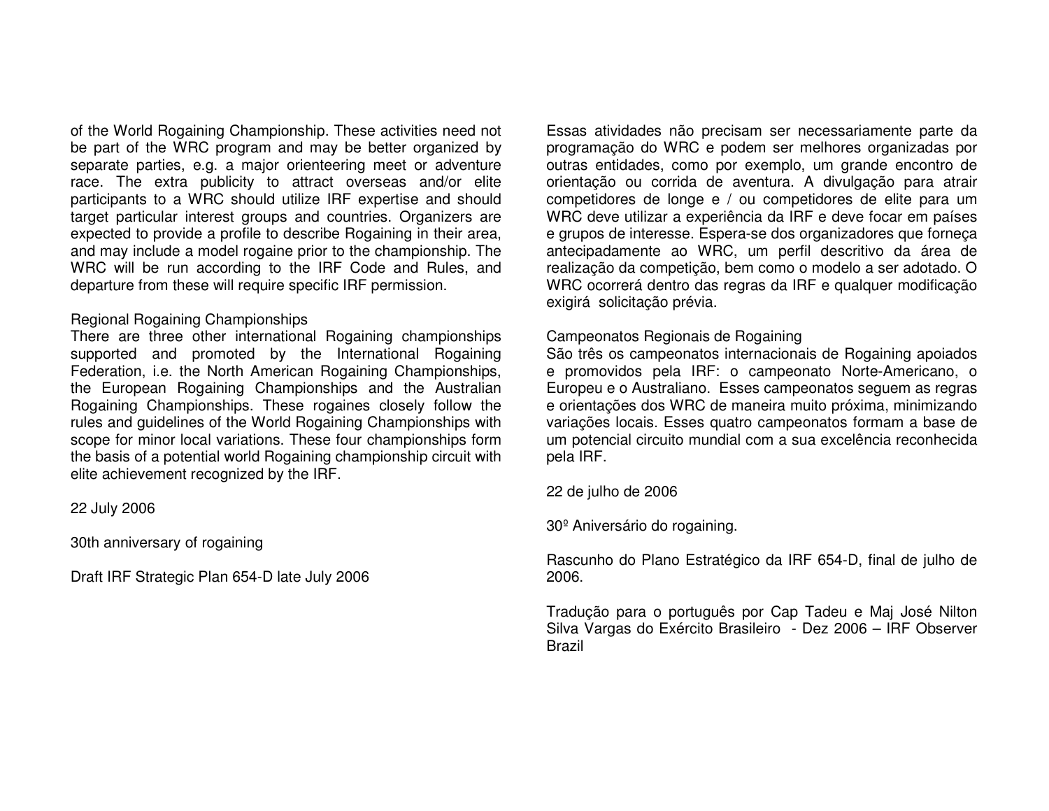of the World Rogaining Championship. These activities need not be part of the WRC program and may be better organized by separate parties, e.g. a major orienteering meet or adventure race. The extra publicity to attract overseas and/or elite participants to a WRC should utilize IRF expertise and should target particular interest groups and countries. Organizers are expected to provide a profile to describe Rogaining in their area, and may include a model rogaine prior to the championship. The WRC will be run according to the IRF Code and Rules, and departure from these will require specific IRF permission.

Regional Rogaining Championships

There are three other international Rogaining championships supported and promoted by the International Rogaining Federation, i.e. the North American Rogaining Championships, the European Rogaining Championships and the Australian Rogaining Championships. These rogaines closely follow the rules and guidelines of the World Rogaining Championships with scope for minor local variations. These four championships form the basis of a potential world Rogaining championship circuit with elite achievement recognized by the IRF.

22 July 2006

30th anniversary of rogaining

Draft IRF Strategic Plan 654-D late July 2006

Essas atividades não precisam ser necessariamente parte da programação do WRC e podem ser melhores organizadas por outras entidades, como por exemplo, um grande encontro de orientação ou corrida de aventura. A divulgação para atrair competidores de longe e / ou competidores de elite para um WRC deve utilizar a experiência da IRF e deve focar em países e grupos de interesse. Espera-se dos organizadores que forneça antecipadamente ao WRC, um perfil descritivo da área de realização da competição, bem como o modelo a ser adotado. O WRC ocorrerá dentro das regras da IRF e qualquer modificação exigirá solicitação prévia.

Campeonatos Regionais de Rogaining

São três os campeonatos internacionais de Rogaining apoiados e promovidos pela IRF: o campeonato Norte-Americano, o Europeu e o Australiano. Esses campeonatos seguem as regras e orientações dos WRC de maneira muito próxima, minimizando variações locais. Esses quatro campeonatos formam a base de um potencial circuito mundial com a sua excelência reconhecida pela IRF.

22 de julho de 2006

30º Aniversário do rogaining.

Rascunho do Plano Estratégico da IRF 654-D, final de julho de 2006.

Tradução para o português por Cap Tadeu e Maj José Nilton Silva Vargas do Exército Brasileiro - Dez 2006 – IRF Observer Brazil